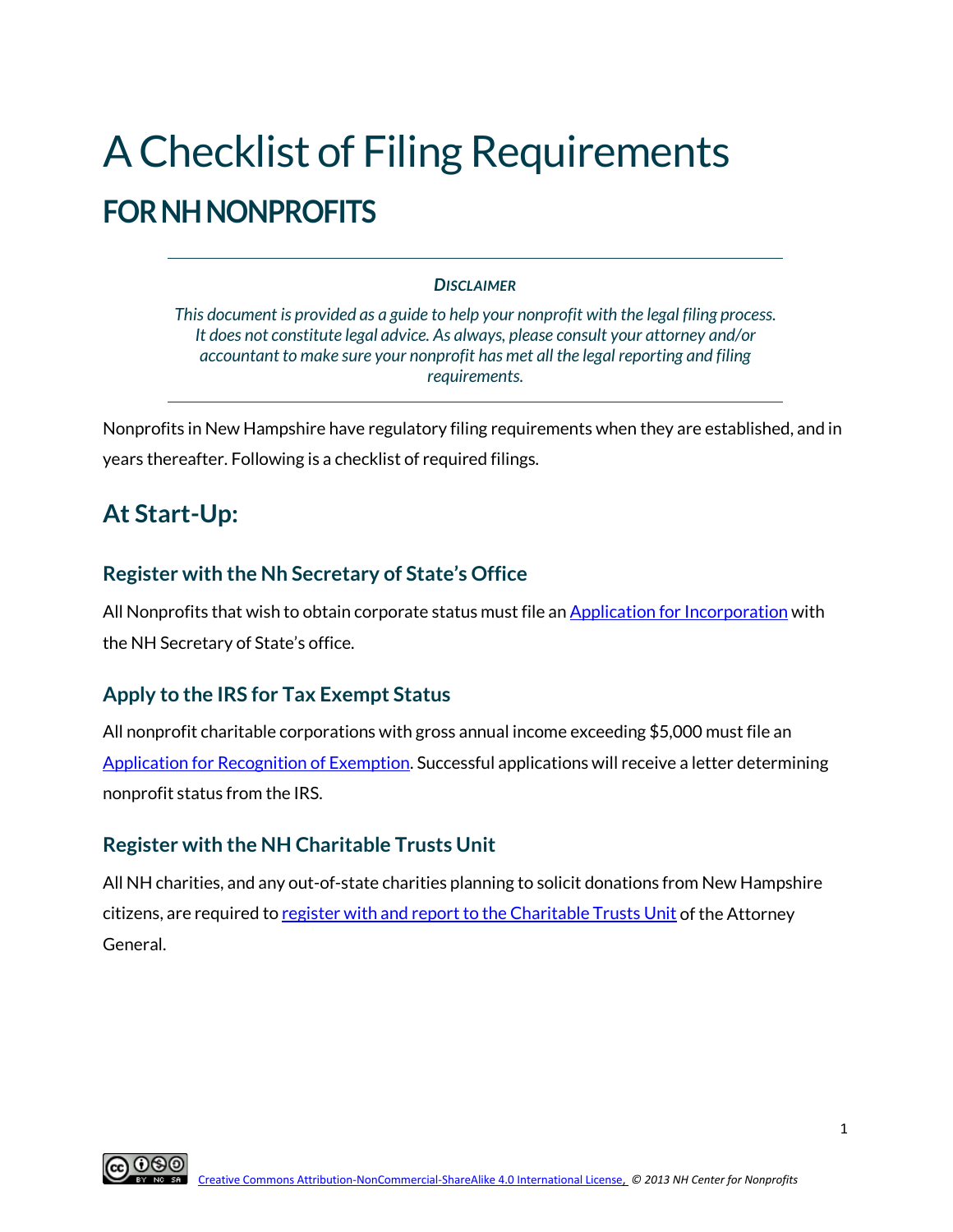# A Checklist of Filing Requirements

## FOR NH NONPROFITS

***Disclaimer***

*This document is provided as a guide to help your nonprofit with the legal filing process. It does not constitute legal advice. As always, please consult your attorney and/or accountant to make sure your nonprofit has met all the legal reporting and filing requirements.*

Nonprofits in New Hampshire have regulatory filing requirements when they are established, and in years thereafter. Following is a checklist of required filings.

## At Start-Up:

### Register with the Nh Secretary of State's Office

All Nonprofits that wish to obtain corporate status must file an Application for Incorporation with the NH Secretary of State's office.

### Apply to the IRS for Tax Exempt Status

All nonprofit charitable corporations with gross annual income exceeding $5,000 must file an Application for Recognition of Exemption. Successful applications will receive a letter determining nonprofit status from the IRS.

### Register with the NH Charitable Trusts Unit

All NH charities, and any out-of-state charities planning to solicit donations from New Hampshire citizens, are required to register with and report to the Charitable Trusts Unit of the Attorney General.

Creative Commons Attribution-NonCommercial-ShareAlike 4.0 International License, *© 2013 NH Center for Nonprofits*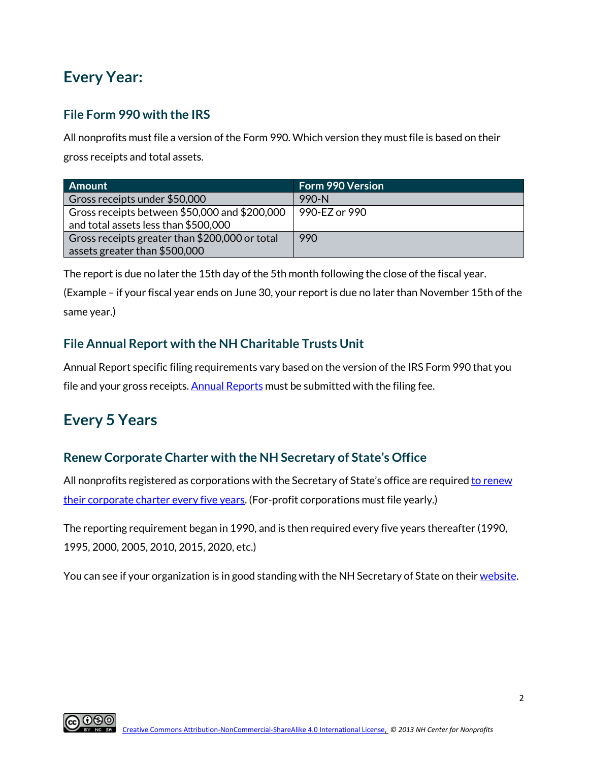# Every Year:

## File Form 990 with the IRS

All nonprofits must file a version of the Form 990. Which version they must file is based on their gross receipts and total assets.

| Amount | Form 990 Version |
| --- | --- |
| Gross receipts under $50,000 | 990-N |
| Gross receipts between $50,000 and $200,000 and total assets less than $500,000 | 990-EZ or 990 |
| Gross receipts greater than $200,000 or total assets greater than $500,000 | 990 |

The report is due no later the 15th day of the 5th month following the close of the fiscal year. (Example – if your fiscal year ends on June 30, your report is due no later than November 15th of the same year.)

## File Annual Report with the NH Charitable Trusts Unit

Annual Report specific filing requirements vary based on the version of the IRS Form 990 that you file and your gross receipts. Annual Reports must be submitted with the filing fee.

# Every 5 Years

## Renew Corporate Charter with the NH Secretary of State's Office

All nonprofits registered as corporations with the Secretary of State's office are required to renew their corporate charter every five years. (For-profit corporations must file yearly.)

The reporting requirement began in 1990, and is then required every five years thereafter (1990, 1995, 2000, 2005, 2010, 2015, 2020, etc.)

You can see if your organization is in good standing with the NH Secretary of State on their website.

Creative Commons Attribution-NonCommercial-ShareAlike 4.0 International License, *© 2013 NH Center for Nonprofits*